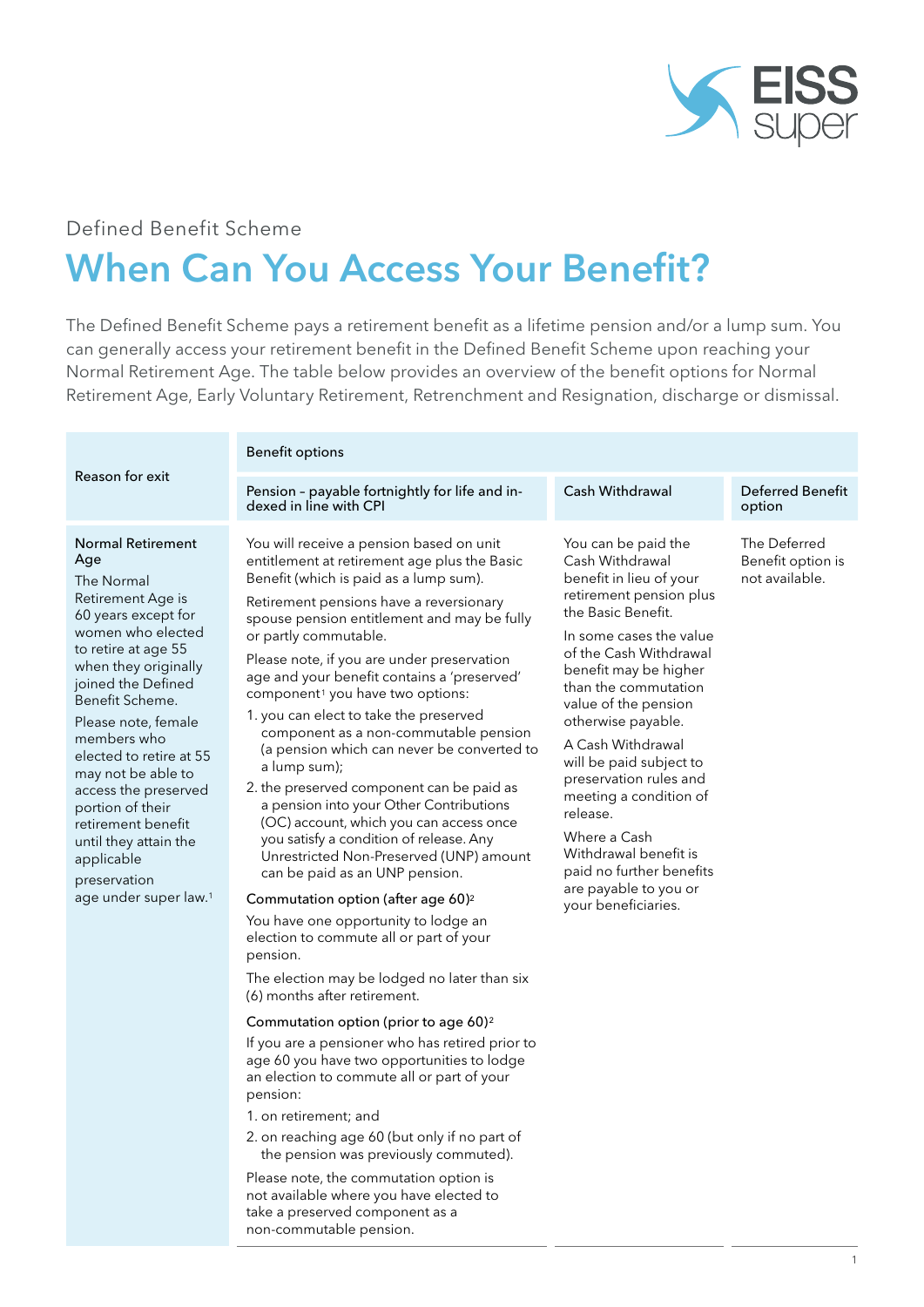Defined Benefit Scheme

# When Can You Access Your Benefit?

The Defined Benefit Scheme pays a retirement benefit as a lifetime pension and/or a lump sum. You can generally access your retirement benefit in the Defined Benefit Scheme upon reaching your Normal Retirement Age. The table below provides an overview of the benefit options for Normal Retirement Age, Early Voluntary Retirement, Retrenchment and Resignation, discharge or dismissal.

| Reason for exit | Benefit options | | |
|---|---|---|---|
| | Pension – payable fortnightly for life and indexed in line with CPI | Cash Withdrawal | Deferred Benefit option |
| **Normal Retirement Age**<br><br>The Normal Retirement Age is 60 years except for women who elected to retire at age 55 when they originally joined the Defined Benefit Scheme.<br><br>Please note, female members who elected to retire at 55 may not be able to access the preserved portion of their retirement benefit until they attain the applicable preservation age under super law.[1] | You will receive a pension based on unit entitlement at retirement age plus the Basic Benefit (which is paid as a lump sum).<br><br>Retirement pensions have a reversionary spouse pension entitlement and may be fully or partly commutable.<br><br>Please note, if you are under preservation age and your benefit contains a 'preserved' component[1] you have two options:<br>1. you can elect to take the preserved component as a non-commutable pension (a pension which can never be converted to a lump sum);<br>2. the preserved component can be paid as a pension into your Other Contributions (OC) account, which you can access once you satisfy a condition of release. Any Unrestricted Non-Preserved (UNP) amount can be paid as an UNP pension.<br><br>Commutation option (after age 60)[2]<br><br>You have one opportunity to lodge an election to commute all or part of your pension.<br><br>The election may be lodged no later than six (6) months after retirement.<br><br>Commutation option (prior to age 60)[2]<br><br>If you are a pensioner who has retired prior to age 60 you have two opportunities to lodge an election to commute all or part of your pension:<br>1. on retirement; and<br>2. on reaching age 60 (but only if no part of the pension was previously commuted).<br><br>Please note, the commutation option is not available where you have elected to take a preserved component as a non-commutable pension. | You can be paid the Cash Withdrawal benefit in lieu of your retirement pension plus the Basic Benefit.<br><br>In some cases the value of the Cash Withdrawal benefit may be higher than the commutation value of the pension otherwise payable.<br><br>A Cash Withdrawal will be paid subject to preservation rules and meeting a condition of release.<br><br>Where a Cash Withdrawal benefit is paid no further benefits are payable to you or your beneficiaries. | The Deferred Benefit option is not available. |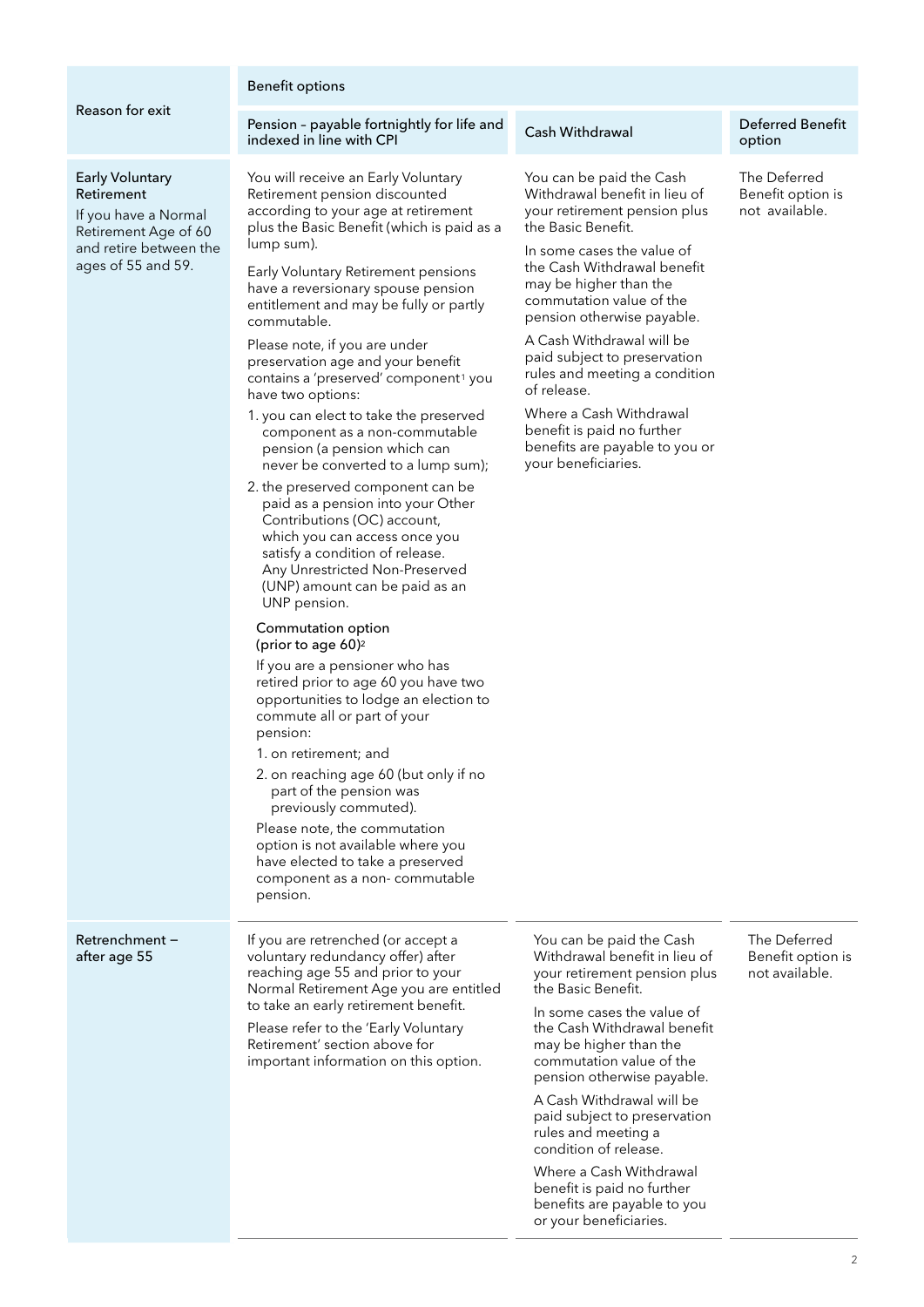<table>
<thead>
<tr>
<th rowspan="2">Reason for exit</th>
<th colspan="3">Benefit options</th>
</tr>
<tr>
<th>Pension – payable fortnightly for life and indexed in line with CPI</th>
<th>Cash Withdrawal</th>
<th>Deferred Benefit option</th>
</tr>
</thead>
<tbody>
<tr>
<td><strong>Early Voluntary Retirement</strong><br><br>If you have a Normal Retirement Age of 60 and retire between the ages of 55 and 59.</td>
<td>You will receive an Early Voluntary Retirement pension discounted according to your age at retirement plus the Basic Benefit (which is paid as a lump sum).<br><br>Early Voluntary Retirement pensions have a reversionary spouse pension entitlement and may be fully or partly commutable.<br><br>Please note, if you are under preservation age and your benefit contains a 'preserved' component[1] you have two options:<br><br>1. you can elect to take the preserved component as a non-commutable pension (a pension which can never be converted to a lump sum);<br><br>2. the preserved component can be paid as a pension into your Other Contributions (OC) account, which you can access once you satisfy a condition of release. Any Unrestricted Non-Preserved (UNP) amount can be paid as an UNP pension.<br><br><strong>Commutation option (prior to age 60)[2]</strong><br><br>If you are a pensioner who has retired prior to age 60 you have two opportunities to lodge an election to commute all or part of your pension:<br><br>1. on retirement; and<br><br>2. on reaching age 60 (but only if no part of the pension was previously commuted).<br><br>Please note, the commutation option is not available where you have elected to take a preserved component as a non- commutable pension.</td>
<td>You can be paid the Cash Withdrawal benefit in lieu of your retirement pension plus the Basic Benefit.<br><br>In some cases the value of the Cash Withdrawal benefit may be higher than the commutation value of the pension otherwise payable.<br><br>A Cash Withdrawal will be paid subject to preservation rules and meeting a condition of release.<br><br>Where a Cash Withdrawal benefit is paid no further benefits are payable to you or your beneficiaries.</td>
<td>The Deferred Benefit option is not available.</td>
</tr>
<tr>
<td><strong>Retrenchment – after age 55</strong></td>
<td>If you are retrenched (or accept a voluntary redundancy offer) after reaching age 55 and prior to your Normal Retirement Age you are entitled to take an early retirement benefit.<br><br>Please refer to the 'Early Voluntary Retirement' section above for important information on this option.</td>
<td>You can be paid the Cash Withdrawal benefit in lieu of your retirement pension plus the Basic Benefit.<br><br>In some cases the value of the Cash Withdrawal benefit may be higher than the commutation value of the pension otherwise payable.<br><br>A Cash Withdrawal will be paid subject to preservation rules and meeting a condition of release.<br><br>Where a Cash Withdrawal benefit is paid no further benefits are payable to you or your beneficiaries.</td>
<td>The Deferred Benefit option is not available.</td>
</tr>
</tbody>
</table>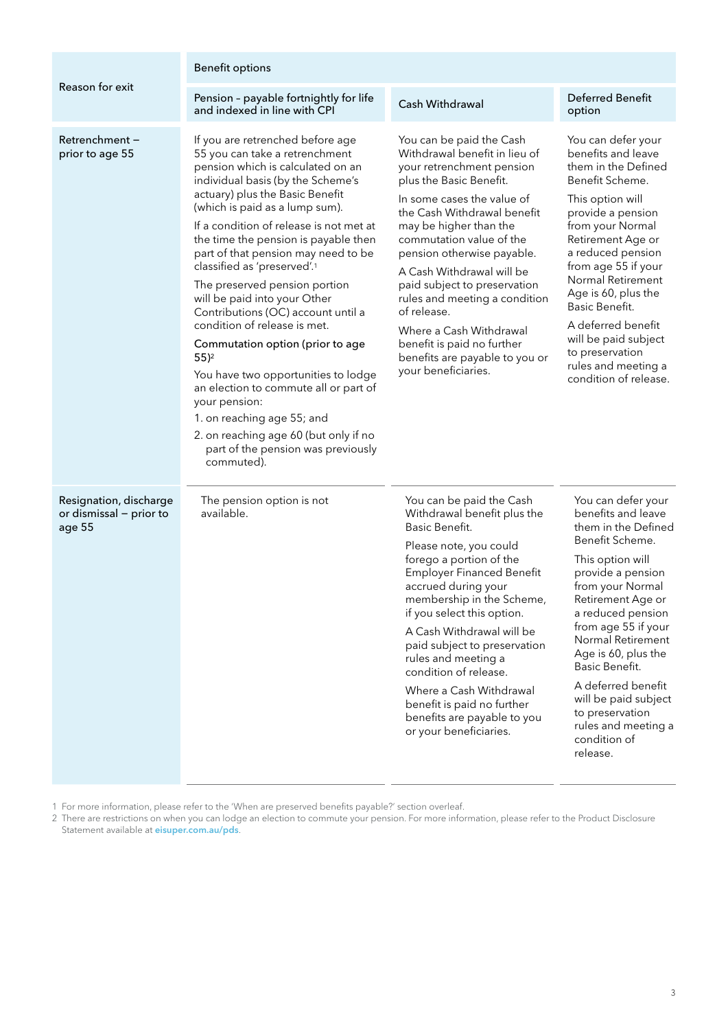| Reason for exit | Benefit options | | |
|---|---|---|---|
| | Pension – payable fortnightly for life and indexed in line with CPI | Cash Withdrawal | Deferred Benefit option |
| Retrenchment – prior to age 55 | If you are retrenched before age 55 you can take a retrenchment pension which is calculated on an individual basis (by the Scheme's actuary) plus the Basic Benefit (which is paid as a lump sum).<br><br>If a condition of release is not met at the time the pension is payable then part of that pension may need to be classified as 'preserved'.[1]<br><br>The preserved pension portion will be paid into your Other Contributions (OC) account until a condition of release is met.<br><br>Commutation option (prior to age 55)[2]<br><br>You have two opportunities to lodge an election to commute all or part of your pension:<br>1. on reaching age 55; and<br>2. on reaching age 60 (but only if no part of the pension was previously commuted). | You can be paid the Cash Withdrawal benefit in lieu of your retrenchment pension plus the Basic Benefit.<br><br>In some cases the value of the Cash Withdrawal benefit may be higher than the commutation value of the pension otherwise payable.<br><br>A Cash Withdrawal will be paid subject to preservation rules and meeting a condition of release.<br><br>Where a Cash Withdrawal benefit is paid no further benefits are payable to you or your beneficiaries. | You can defer your benefits and leave them in the Defined Benefit Scheme.<br><br>This option will provide a pension from your Normal Retirement Age or a reduced pension from age 55 if your Normal Retirement Age is 60, plus the Basic Benefit.<br><br>A deferred benefit will be paid subject to preservation rules and meeting a condition of release. |
| Resignation, discharge or dismissal – prior to age 55 | The pension option is not available. | You can be paid the Cash Withdrawal benefit plus the Basic Benefit.<br><br>Please note, you could forego a portion of the Employer Financed Benefit accrued during your membership in the Scheme, if you select this option.<br><br>A Cash Withdrawal will be paid subject to preservation rules and meeting a condition of release.<br><br>Where a Cash Withdrawal benefit is paid no further benefits are payable to you or your beneficiaries. | You can defer your benefits and leave them in the Defined Benefit Scheme.<br><br>This option will provide a pension from your Normal Retirement Age or a reduced pension from age 55 if your Normal Retirement Age is 60, plus the Basic Benefit.<br><br>A deferred benefit will be paid subject to preservation rules and meeting a condition of release. |

1 For more information, please refer to the 'When are preserved benefits payable?' section overleaf.

2 There are restrictions on when you can lodge an election to commute your pension. For more information, please refer to the Product Disclosure Statement available at eisuper.com.au/pds.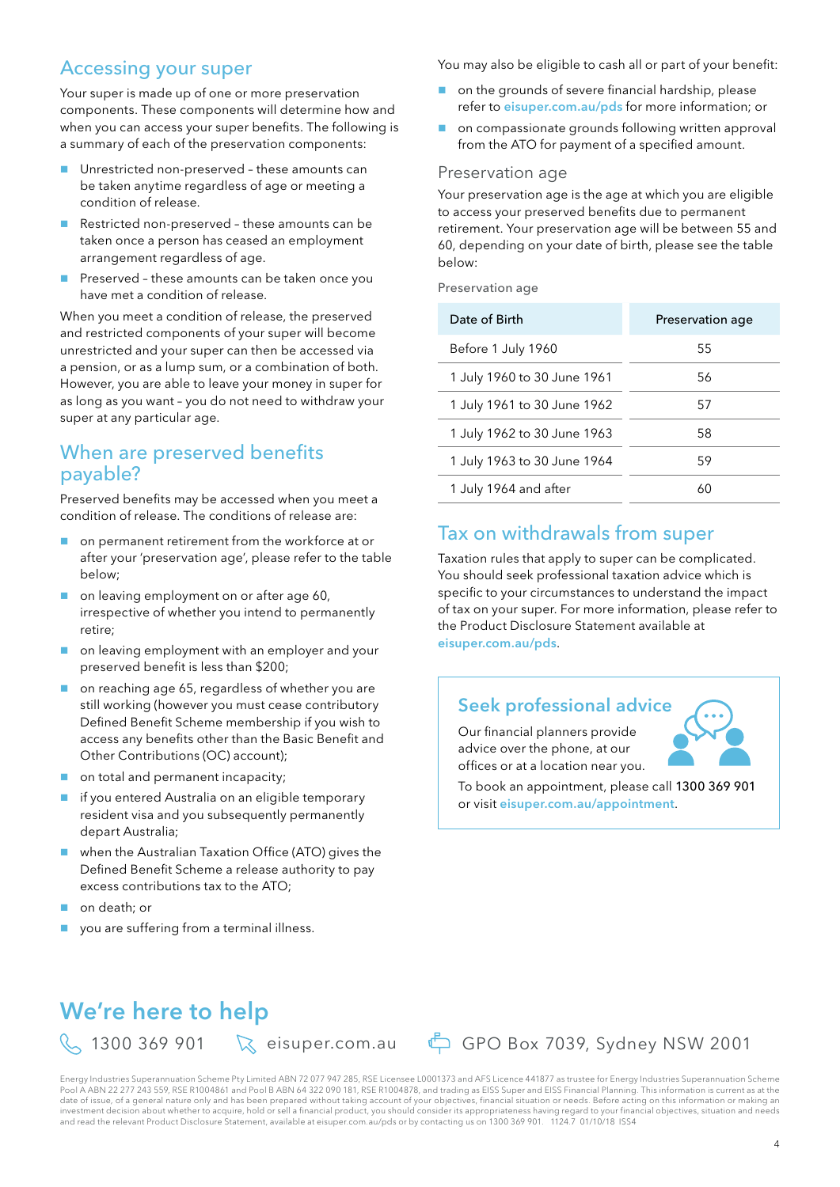## Accessing your super

Your super is made up of one or more preservation components. These components will determine how and when you can access your super benefits. The following is a summary of each of the preservation components:

- Unrestricted non-preserved – these amounts can be taken anytime regardless of age or meeting a condition of release.
- Restricted non-preserved – these amounts can be taken once a person has ceased an employment arrangement regardless of age.
- Preserved – these amounts can be taken once you have met a condition of release.

When you meet a condition of release, the preserved and restricted components of your super will become unrestricted and your super can then be accessed via a pension, or as a lump sum, or a combination of both. However, you are able to leave your money in super for as long as you want – you do not need to withdraw your super at any particular age.

## When are preserved benefits payable?

Preserved benefits may be accessed when you meet a condition of release. The conditions of release are:

- on permanent retirement from the workforce at or after your 'preservation age', please refer to the table below;
- on leaving employment on or after age 60, irrespective of whether you intend to permanently retire;
- on leaving employment with an employer and your preserved benefit is less than $200;
- on reaching age 65, regardless of whether you are still working (however you must cease contributory Defined Benefit Scheme membership if you wish to access any benefits other than the Basic Benefit and Other Contributions (OC) account);
- on total and permanent incapacity;
- if you entered Australia on an eligible temporary resident visa and you subsequently permanently depart Australia;
- when the Australian Taxation Office (ATO) gives the Defined Benefit Scheme a release authority to pay excess contributions tax to the ATO;
- on death; or
- you are suffering from a terminal illness.

You may also be eligible to cash all or part of your benefit:

- on the grounds of severe financial hardship, please refer to eisuper.com.au/pds for more information; or
- on compassionate grounds following written approval from the ATO for payment of a specified amount.

### Preservation age

Your preservation age is the age at which you are eligible to access your preserved benefits due to permanent retirement. Your preservation age will be between 55 and 60, depending on your date of birth, please see the table below:

Preservation age

| Date of Birth | Preservation age |
|---|---|
| Before 1 July 1960 | 55 |
| 1 July 1960 to 30 June 1961 | 56 |
| 1 July 1961 to 30 June 1962 | 57 |
| 1 July 1962 to 30 June 1963 | 58 |
| 1 July 1963 to 30 June 1964 | 59 |
| 1 July 1964 and after | 60 |

## Tax on withdrawals from super

Taxation rules that apply to super can be complicated. You should seek professional taxation advice which is specific to your circumstances to understand the impact of tax on your super. For more information, please refer to the Product Disclosure Statement available at eisuper.com.au/pds.

### Seek professional advice

Our financial planners provide advice over the phone, at our offices or at a location near you.

To book an appointment, please call **1300 369 901** or visit eisuper.com.au/appointment.

## We're here to help

1300 369 901 eisuper.com.au GPO Box 7039, Sydney NSW 2001

Energy Industries Superannuation Scheme Pty Limited ABN 72 077 947 285, RSE Licensee L0001373 and AFS Licence 441877 as trustee for Energy Industries Superannuation Scheme Pool A ABN 22 277 243 559, RSE R1004861 and Pool B ABN 64 322 090 181, RSE R1004878, and trading as EISS Super and EISS Financial Planning. This information is current as at the date of issue, of a general nature only and has been prepared without taking account of your objectives, financial situation or needs. Before acting on this information or making an investment decision about whether to acquire, hold or sell a financial product, you should consider its appropriateness having regard to your financial objectives, situation and needs and read the relevant Product Disclosure Statement, available at eisuper.com.au/pds or by contacting us on 1300 369 901. 1124.7 01/10/18 ISS4